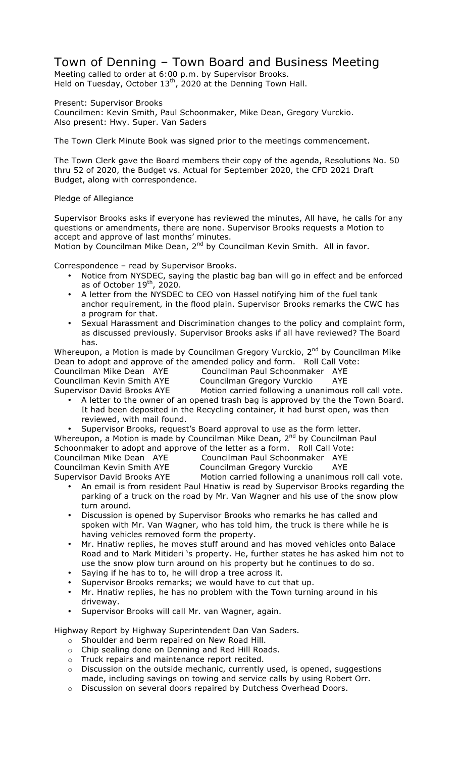# Town of Denning – Town Board and Business Meeting

Meeting called to order at 6:00 p.m. by Supervisor Brooks.
Held on Tuesday, October 13th, 2020 at the Denning Town Hall.

Present: Supervisor Brooks
Councilmen: Kevin Smith, Paul Schoonmaker, Mike Dean, Gregory Vurckio.
Also present: Hwy. Super. Van Saders

The Town Clerk Minute Book was signed prior to the meetings commencement.

The Town Clerk gave the Board members their copy of the agenda, Resolutions No. 50 thru 52 of 2020, the Budget vs. Actual for September 2020, the CFD 2021 Draft Budget, along with correspondence.

Pledge of Allegiance

Supervisor Brooks asks if everyone has reviewed the minutes, All have, he calls for any questions or amendments, there are none. Supervisor Brooks requests a Motion to accept and approve of last months' minutes.
Motion by Councilman Mike Dean, 2nd by Councilman Kevin Smith. All in favor.

Correspondence – read by Supervisor Brooks.

- Notice from NYSDEC, saying the plastic bag ban will go in effect and be enforced as of October 19th, 2020.
- A letter from the NYSDEC to CEO von Hassel notifying him of the fuel tank anchor requirement, in the flood plain. Supervisor Brooks remarks the CWC has a program for that.
- Sexual Harassment and Discrimination changes to the policy and complaint form, as discussed previously. Supervisor Brooks asks if all have reviewed? The Board has.

Whereupon, a Motion is made by Councilman Gregory Vurckio, 2nd by Councilman Mike Dean to adopt and approve of the amended policy and form. Roll Call Vote:
Councilman Mike Dean AYE Councilman Paul Schoonmaker AYE
Councilman Kevin Smith AYE Councilman Gregory Vurckio AYE
Supervisor David Brooks AYE Motion carried following a unanimous roll call vote.

- A letter to the owner of an opened trash bag is approved by the the Town Board. It had been deposited in the Recycling container, it had burst open, was then reviewed, with mail found.
- Supervisor Brooks, request's Board approval to use as the form letter.

Whereupon, a Motion is made by Councilman Mike Dean, 2nd by Councilman Paul Schoonmaker to adopt and approve of the letter as a form. Roll Call Vote:
Councilman Mike Dean AYE Councilman Paul Schoonmaker AYE
Councilman Kevin Smith AYE Councilman Gregory Vurckio AYE
Supervisor David Brooks AYE Motion carried following a unanimous roll call vote.

- An email is from resident Paul Hnatiw is read by Supervisor Brooks regarding the parking of a truck on the road by Mr. Van Wagner and his use of the snow plow turn around.
- Discussion is opened by Supervisor Brooks who remarks he has called and spoken with Mr. Van Wagner, who has told him, the truck is there while he is having vehicles removed form the property.
- Mr. Hnatiw replies, he moves stuff around and has moved vehicles onto Balace Road and to Mark Mitideri 's property. He, further states he has asked him not to use the snow plow turn around on his property but he continues to do so.
- Saying if he has to to, he will drop a tree across it.
- Supervisor Brooks remarks; we would have to cut that up.
- Mr. Hnatiw replies, he has no problem with the Town turning around in his driveway.
- Supervisor Brooks will call Mr. van Wagner, again.

Highway Report by Highway Superintendent Dan Van Saders.

- Shoulder and berm repaired on New Road Hill.
- Chip sealing done on Denning and Red Hill Roads.
- Truck repairs and maintenance report recited.
- Discussion on the outside mechanic, currently used, is opened, suggestions made, including savings on towing and service calls by using Robert Orr.
- Discussion on several doors repaired by Dutchess Overhead Doors.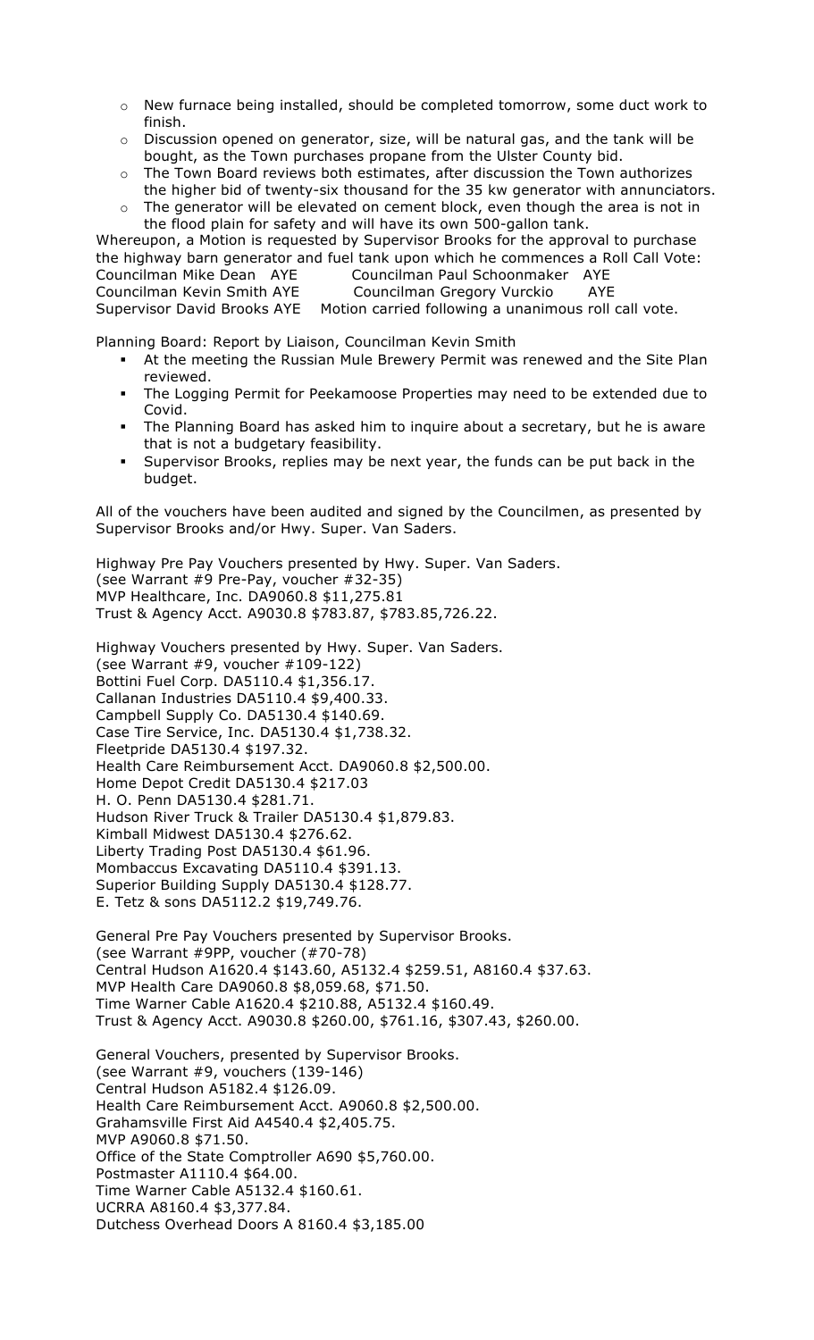- New furnace being installed, should be completed tomorrow, some duct work to finish.
- Discussion opened on generator, size, will be natural gas, and the tank will be bought, as the Town purchases propane from the Ulster County bid.
- The Town Board reviews both estimates, after discussion the Town authorizes the higher bid of twenty-six thousand for the 35 kw generator with annunciators.
- The generator will be elevated on cement block, even though the area is not in the flood plain for safety and will have its own 500-gallon tank.

Whereupon, a Motion is requested by Supervisor Brooks for the approval to purchase the highway barn generator and fuel tank upon which he commences a Roll Call Vote:

| | |
|---|---|
| Councilman Mike Dean AYE | Councilman Paul Schoonmaker AYE |
| Councilman Kevin Smith AYE | Councilman Gregory Vurckio AYE |
| Supervisor David Brooks AYE | Motion carried following a unanimous roll call vote. |

Planning Board: Report by Liaison, Councilman Kevin Smith

- At the meeting the Russian Mule Brewery Permit was renewed and the Site Plan reviewed.
- The Logging Permit for Peekamoose Properties may need to be extended due to Covid.
- The Planning Board has asked him to inquire about a secretary, but he is aware that is not a budgetary feasibility.
- Supervisor Brooks, replies may be next year, the funds can be put back in the budget.

All of the vouchers have been audited and signed by the Councilmen, as presented by Supervisor Brooks and/or Hwy. Super. Van Saders.

Highway Pre Pay Vouchers presented by Hwy. Super. Van Saders.
(see Warrant #9 Pre-Pay, voucher #32-35)
MVP Healthcare, Inc. DA9060.8 $11,275.81
Trust & Agency Acct. A9030.8 $783.87, $783.85,726.22.

Highway Vouchers presented by Hwy. Super. Van Saders.
(see Warrant #9, voucher #109-122)
Bottini Fuel Corp. DA5110.4 $1,356.17.
Callanan Industries DA5110.4 $9,400.33.
Campbell Supply Co. DA5130.4 $140.69.
Case Tire Service, Inc. DA5130.4 $1,738.32.
Fleetpride DA5130.4 $197.32.
Health Care Reimbursement Acct. DA9060.8 $2,500.00.
Home Depot Credit DA5130.4 $217.03
H. O. Penn DA5130.4 $281.71.
Hudson River Truck & Trailer DA5130.4 $1,879.83.
Kimball Midwest DA5130.4 $276.62.
Liberty Trading Post DA5130.4 $61.96.
Mombaccus Excavating DA5110.4 $391.13.
Superior Building Supply DA5130.4 $128.77.
E. Tetz & sons DA5112.2 $19,749.76.

General Pre Pay Vouchers presented by Supervisor Brooks.
(see Warrant #9PP, voucher (#70-78)
Central Hudson A1620.4 $143.60, A5132.4 $259.51, A8160.4 $37.63.
MVP Health Care DA9060.8 $8,059.68, $71.50.
Time Warner Cable A1620.4 $210.88, A5132.4 $160.49.
Trust & Agency Acct. A9030.8 $260.00, $761.16, $307.43, $260.00.

General Vouchers, presented by Supervisor Brooks.
(see Warrant #9, vouchers (139-146)
Central Hudson A5182.4 $126.09.
Health Care Reimbursement Acct. A9060.8 $2,500.00.
Grahamsville First Aid A4540.4 $2,405.75.
MVP A9060.8 $71.50.
Office of the State Comptroller A690 $5,760.00.
Postmaster A1110.4 $64.00.
Time Warner Cable A5132.4 $160.61.
UCRRA A8160.4 $3,377.84.
Dutchess Overhead Doors A 8160.4 $3,185.00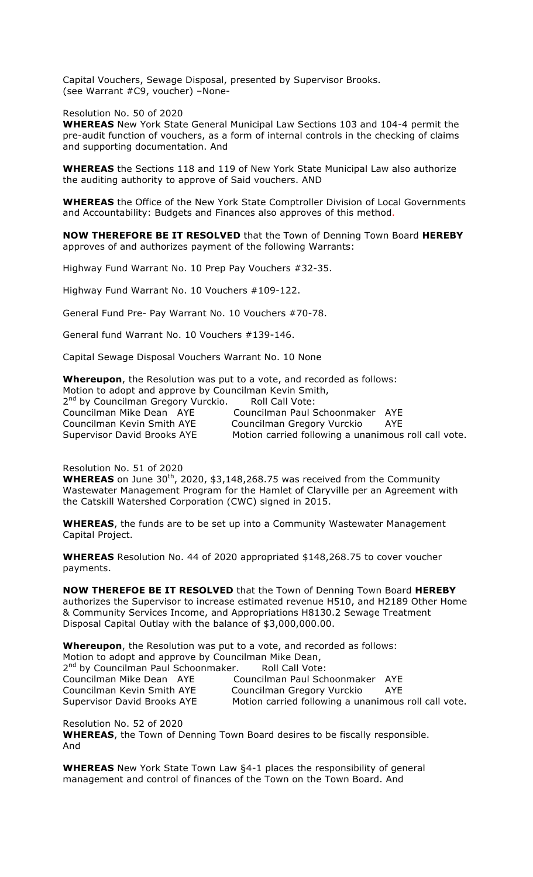Capital Vouchers, Sewage Disposal, presented by Supervisor Brooks.
(see Warrant #C9, voucher) –None-

Resolution No. 50 of 2020

**WHEREAS** New York State General Municipal Law Sections 103 and 104-4 permit the pre-audit function of vouchers, as a form of internal controls in the checking of claims and supporting documentation. And

**WHEREAS** the Sections 118 and 119 of New York State Municipal Law also authorize the auditing authority to approve of Said vouchers. AND

**WHEREAS** the Office of the New York State Comptroller Division of Local Governments and Accountability: Budgets and Finances also approves of this method.

**NOW THEREFORE BE IT RESOLVED** that the Town of Denning Town Board **HEREBY** approves of and authorizes payment of the following Warrants:

Highway Fund Warrant No. 10 Prep Pay Vouchers #32-35.

Highway Fund Warrant No. 10 Vouchers #109-122.

General Fund Pre- Pay Warrant No. 10 Vouchers #70-78.

General fund Warrant No. 10 Vouchers #139-146.

Capital Sewage Disposal Vouchers Warrant No. 10 None

**Whereupon**, the Resolution was put to a vote, and recorded as follows:
Motion to adopt and approve by Councilman Kevin Smith,
2nd by Councilman Gregory Vurckio. Roll Call Vote:
Councilman Mike Dean AYE Councilman Paul Schoonmaker AYE
Councilman Kevin Smith AYE Councilman Gregory Vurckio AYE
Supervisor David Brooks AYE Motion carried following a unanimous roll call vote.

Resolution No. 51 of 2020

**WHEREAS** on June 30th, 2020, $3,148,268.75 was received from the Community Wastewater Management Program for the Hamlet of Claryville per an Agreement with the Catskill Watershed Corporation (CWC) signed in 2015.

**WHEREAS**, the funds are to be set up into a Community Wastewater Management Capital Project.

**WHEREAS** Resolution No. 44 of 2020 appropriated $148,268.75 to cover voucher payments.

**NOW THEREFOE BE IT RESOLVED** that the Town of Denning Town Board **HEREBY** authorizes the Supervisor to increase estimated revenue H510, and H2189 Other Home & Community Services Income, and Appropriations H8130.2 Sewage Treatment Disposal Capital Outlay with the balance of $3,000,000.00.

**Whereupon**, the Resolution was put to a vote, and recorded as follows:
Motion to adopt and approve by Councilman Mike Dean,
2nd by Councilman Paul Schoonmaker. Roll Call Vote:
Councilman Mike Dean AYE Councilman Paul Schoonmaker AYE
Councilman Kevin Smith AYE Councilman Gregory Vurckio AYE
Supervisor David Brooks AYE Motion carried following a unanimous roll call vote.

Resolution No. 52 of 2020

**WHEREAS**, the Town of Denning Town Board desires to be fiscally responsible. And

**WHEREAS** New York State Town Law §4-1 places the responsibility of general management and control of finances of the Town on the Town Board. And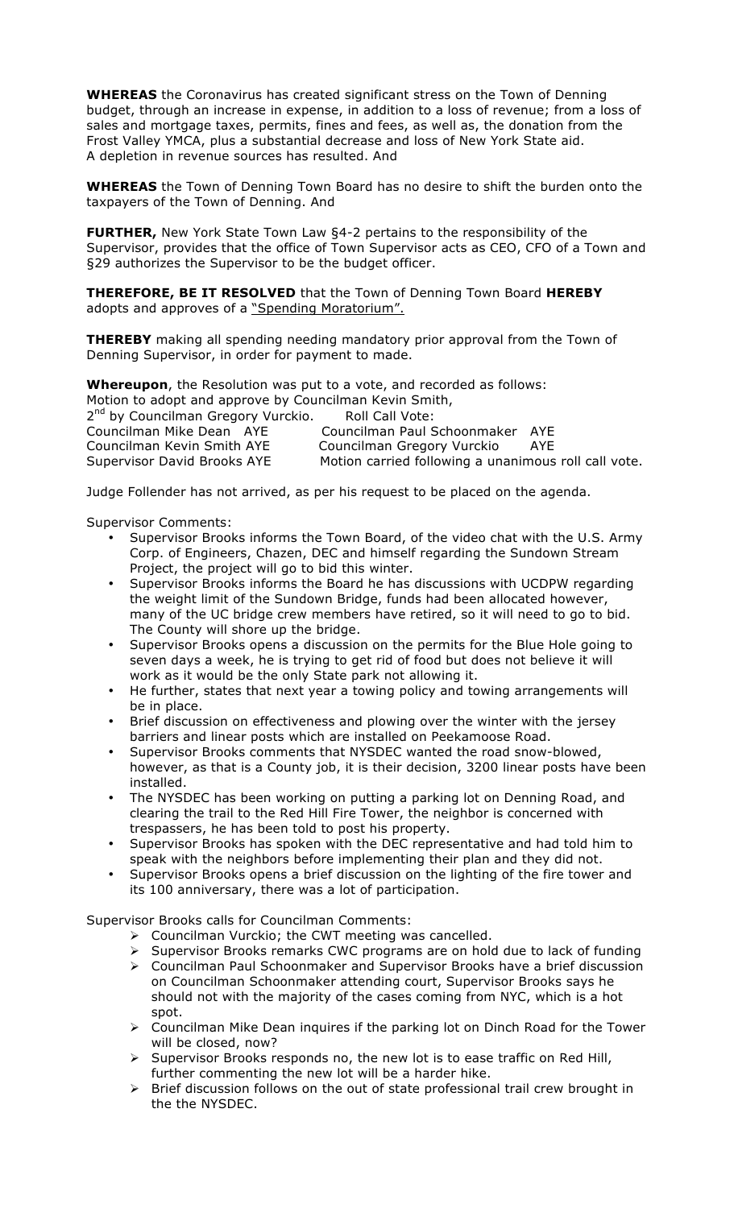**WHEREAS** the Coronavirus has created significant stress on the Town of Denning budget, through an increase in expense, in addition to a loss of revenue; from a loss of sales and mortgage taxes, permits, fines and fees, as well as, the donation from the Frost Valley YMCA, plus a substantial decrease and loss of New York State aid. A depletion in revenue sources has resulted. And

**WHEREAS** the Town of Denning Town Board has no desire to shift the burden onto the taxpayers of the Town of Denning. And

**FURTHER,** New York State Town Law §4-2 pertains to the responsibility of the Supervisor, provides that the office of Town Supervisor acts as CEO, CFO of a Town and §29 authorizes the Supervisor to be the budget officer.

**THEREFORE, BE IT RESOLVED** that the Town of Denning Town Board **HEREBY** adopts and approves of a "Spending Moratorium".

**THEREBY** making all spending needing mandatory prior approval from the Town of Denning Supervisor, in order for payment to made.

**Whereupon**, the Resolution was put to a vote, and recorded as follows:
Motion to adopt and approve by Councilman Kevin Smith,
2nd by Councilman Gregory Vurckio. Roll Call Vote:
Councilman Mike Dean AYE Councilman Paul Schoonmaker AYE
Councilman Kevin Smith AYE Councilman Gregory Vurckio AYE
Supervisor David Brooks AYE Motion carried following a unanimous roll call vote.

Judge Follender has not arrived, as per his request to be placed on the agenda.

Supervisor Comments:

- Supervisor Brooks informs the Town Board, of the video chat with the U.S. Army Corp. of Engineers, Chazen, DEC and himself regarding the Sundown Stream Project, the project will go to bid this winter.
- Supervisor Brooks informs the Board he has discussions with UCDPW regarding the weight limit of the Sundown Bridge, funds had been allocated however, many of the UC bridge crew members have retired, so it will need to go to bid. The County will shore up the bridge.
- Supervisor Brooks opens a discussion on the permits for the Blue Hole going to seven days a week, he is trying to get rid of food but does not believe it will work as it would be the only State park not allowing it.
- He further, states that next year a towing policy and towing arrangements will be in place.
- Brief discussion on effectiveness and plowing over the winter with the jersey barriers and linear posts which are installed on Peekamoose Road.
- Supervisor Brooks comments that NYSDEC wanted the road snow-blowed, however, as that is a County job, it is their decision, 3200 linear posts have been installed.
- The NYSDEC has been working on putting a parking lot on Denning Road, and clearing the trail to the Red Hill Fire Tower, the neighbor is concerned with trespassers, he has been told to post his property.
- Supervisor Brooks has spoken with the DEC representative and had told him to speak with the neighbors before implementing their plan and they did not.
- Supervisor Brooks opens a brief discussion on the lighting of the fire tower and its 100 anniversary, there was a lot of participation.

Supervisor Brooks calls for Councilman Comments:

- Councilman Vurckio; the CWT meeting was cancelled.
- Supervisor Brooks remarks CWC programs are on hold due to lack of funding
- Councilman Paul Schoonmaker and Supervisor Brooks have a brief discussion on Councilman Schoonmaker attending court, Supervisor Brooks says he should not with the majority of the cases coming from NYC, which is a hot spot.
- Councilman Mike Dean inquires if the parking lot on Dinch Road for the Tower will be closed, now?
- Supervisor Brooks responds no, the new lot is to ease traffic on Red Hill, further commenting the new lot will be a harder hike.
- Brief discussion follows on the out of state professional trail crew brought in the the NYSDEC.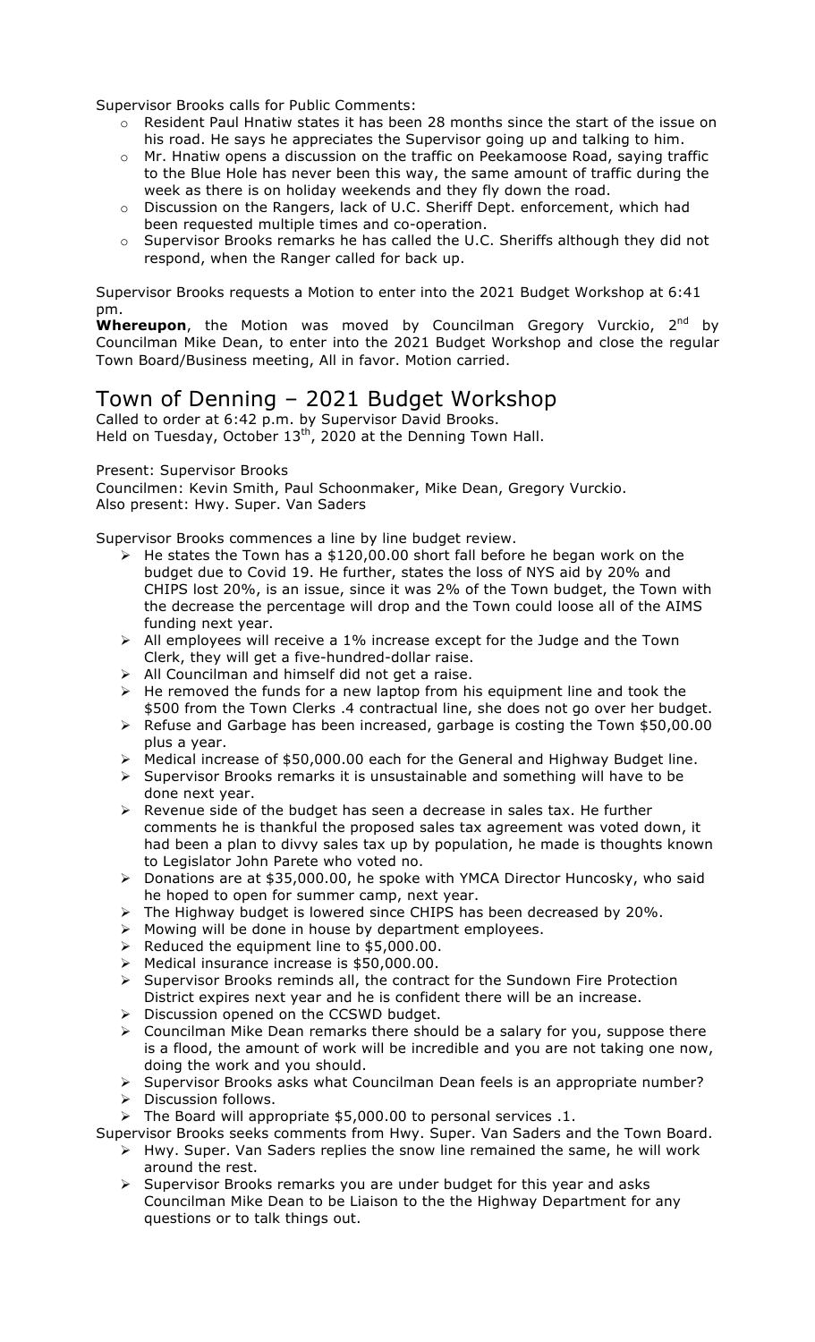Supervisor Brooks calls for Public Comments:

- Resident Paul Hnatiw states it has been 28 months since the start of the issue on his road. He says he appreciates the Supervisor going up and talking to him.
- Mr. Hnatiw opens a discussion on the traffic on Peekamoose Road, saying traffic to the Blue Hole has never been this way, the same amount of traffic during the week as there is on holiday weekends and they fly down the road.
- Discussion on the Rangers, lack of U.C. Sheriff Dept. enforcement, which had been requested multiple times and co-operation.
- Supervisor Brooks remarks he has called the U.C. Sheriffs although they did not respond, when the Ranger called for back up.

Supervisor Brooks requests a Motion to enter into the 2021 Budget Workshop at 6:41 pm.

**Whereupon**, the Motion was moved by Councilman Gregory Vurckio, 2nd by Councilman Mike Dean, to enter into the 2021 Budget Workshop and close the regular Town Board/Business meeting, All in favor. Motion carried.

# Town of Denning – 2021 Budget Workshop

Called to order at 6:42 p.m. by Supervisor David Brooks.
Held on Tuesday, October 13th, 2020 at the Denning Town Hall.

Present: Supervisor Brooks
Councilmen: Kevin Smith, Paul Schoonmaker, Mike Dean, Gregory Vurckio.
Also present: Hwy. Super. Van Saders

Supervisor Brooks commences a line by line budget review.

- He states the Town has a $120,00.00 short fall before he began work on the budget due to Covid 19. He further, states the loss of NYS aid by 20% and CHIPS lost 20%, is an issue, since it was 2% of the Town budget, the Town with the decrease the percentage will drop and the Town could loose all of the AIMS funding next year.
- All employees will receive a 1% increase except for the Judge and the Town Clerk, they will get a five-hundred-dollar raise.
- All Councilman and himself did not get a raise.
- He removed the funds for a new laptop from his equipment line and took the $500 from the Town Clerks .4 contractual line, she does not go over her budget.
- Refuse and Garbage has been increased, garbage is costing the Town $50,00.00 plus a year.
- Medical increase of $50,000.00 each for the General and Highway Budget line.
- Supervisor Brooks remarks it is unsustainable and something will have to be done next year.
- Revenue side of the budget has seen a decrease in sales tax. He further comments he is thankful the proposed sales tax agreement was voted down, it had been a plan to divvy sales tax up by population, he made is thoughts known to Legislator John Parete who voted no.
- Donations are at $35,000.00, he spoke with YMCA Director Huncosky, who said he hoped to open for summer camp, next year.
- The Highway budget is lowered since CHIPS has been decreased by 20%.
- Mowing will be done in house by department employees.
- Reduced the equipment line to $5,000.00.
- Medical insurance increase is $50,000.00.
- Supervisor Brooks reminds all, the contract for the Sundown Fire Protection District expires next year and he is confident there will be an increase.
- Discussion opened on the CCSWD budget.
- Councilman Mike Dean remarks there should be a salary for you, suppose there is a flood, the amount of work will be incredible and you are not taking one now, doing the work and you should.
- Supervisor Brooks asks what Councilman Dean feels is an appropriate number?
- Discussion follows.
- The Board will appropriate $5,000.00 to personal services .1.

Supervisor Brooks seeks comments from Hwy. Super. Van Saders and the Town Board.

- Hwy. Super. Van Saders replies the snow line remained the same, he will work around the rest.
- Supervisor Brooks remarks you are under budget for this year and asks Councilman Mike Dean to be Liaison to the the Highway Department for any questions or to talk things out.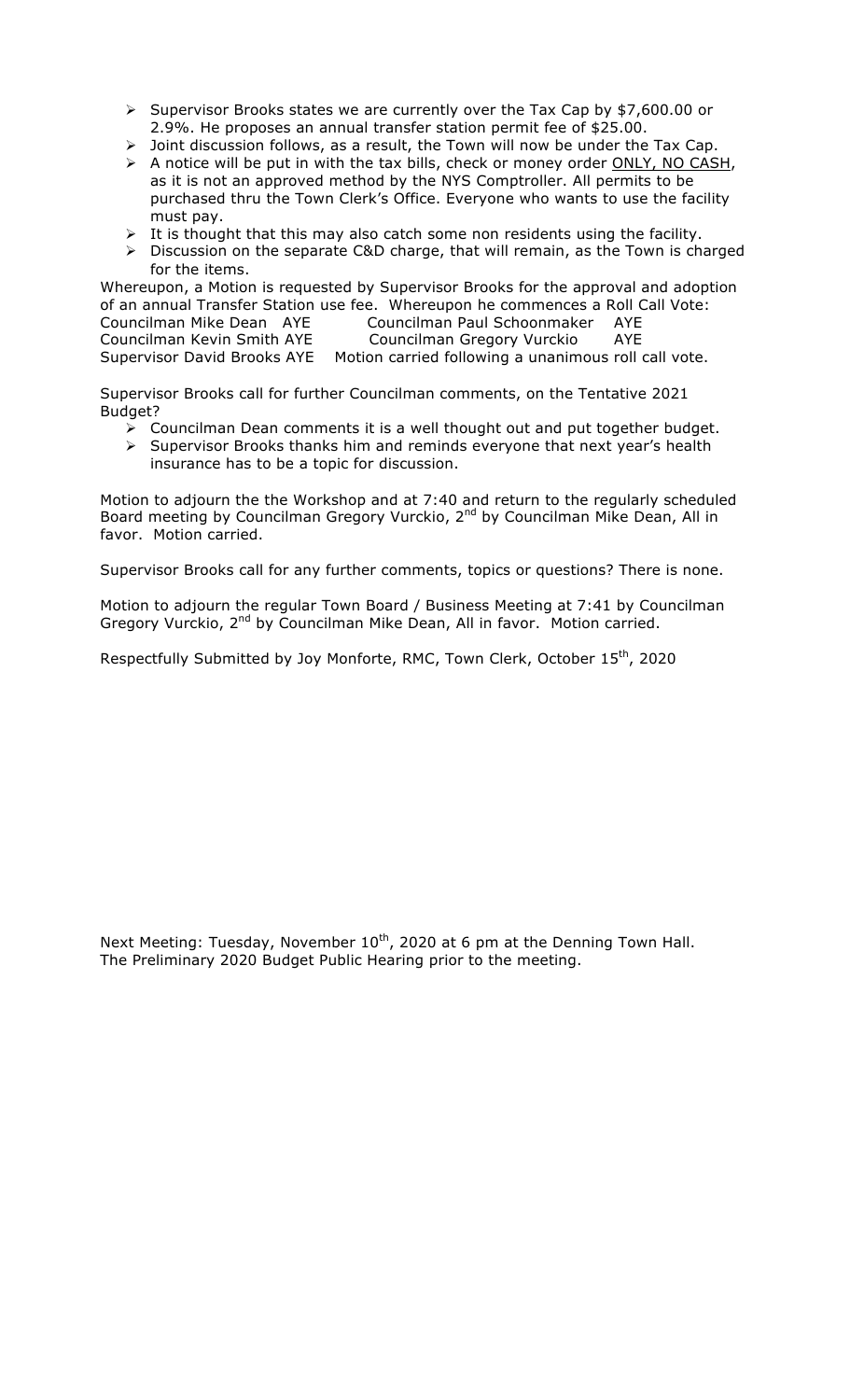- Supervisor Brooks states we are currently over the Tax Cap by $7,600.00 or 2.9%. He proposes an annual transfer station permit fee of $25.00.
- Joint discussion follows, as a result, the Town will now be under the Tax Cap.
- A notice will be put in with the tax bills, check or money order ONLY, NO CASH, as it is not an approved method by the NYS Comptroller. All permits to be purchased thru the Town Clerk's Office. Everyone who wants to use the facility must pay.
- It is thought that this may also catch some non residents using the facility.
- Discussion on the separate C&D charge, that will remain, as the Town is charged for the items.

Whereupon, a Motion is requested by Supervisor Brooks for the approval and adoption of an annual Transfer Station use fee. Whereupon he commences a Roll Call Vote:

| | |
|---|---|
| Councilman Mike Dean AYE | Councilman Paul Schoonmaker AYE |
| Councilman Kevin Smith AYE | Councilman Gregory Vurckio AYE |
| Supervisor David Brooks AYE | Motion carried following a unanimous roll call vote. |

Supervisor Brooks call for further Councilman comments, on the Tentative 2021 Budget?

- Councilman Dean comments it is a well thought out and put together budget.
- Supervisor Brooks thanks him and reminds everyone that next year's health insurance has to be a topic for discussion.

Motion to adjourn the the Workshop and at 7:40 and return to the regularly scheduled Board meeting by Councilman Gregory Vurckio, 2nd by Councilman Mike Dean, All in favor. Motion carried.

Supervisor Brooks call for any further comments, topics or questions? There is none.

Motion to adjourn the regular Town Board / Business Meeting at 7:41 by Councilman Gregory Vurckio, 2nd by Councilman Mike Dean, All in favor. Motion carried.

Respectfully Submitted by Joy Monforte, RMC, Town Clerk, October 15th, 2020

Next Meeting: Tuesday, November 10th, 2020 at 6 pm at the Denning Town Hall.
The Preliminary 2020 Budget Public Hearing prior to the meeting.